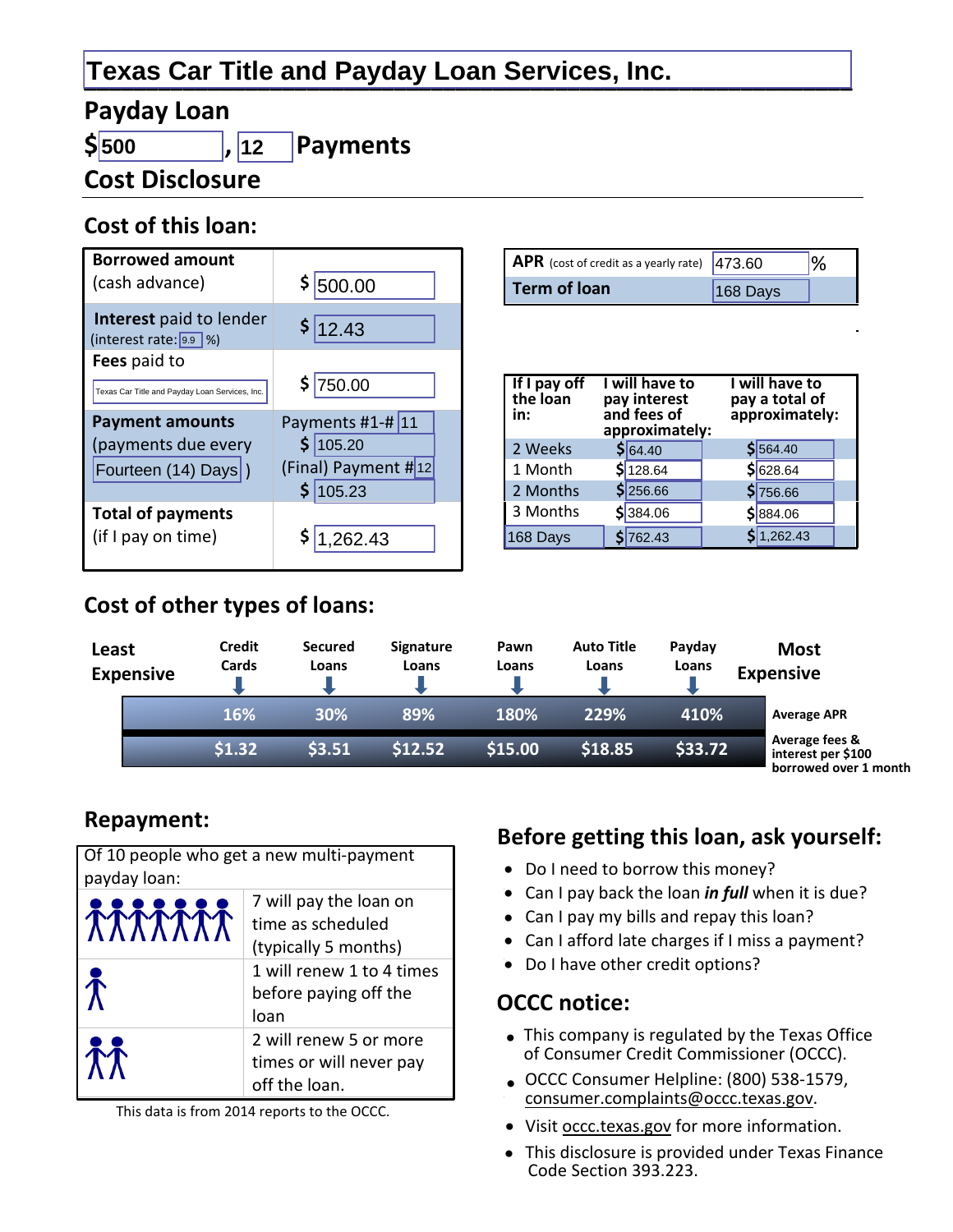# Texas Car Title and Payday Loan Services, Inc.

## Payday Loan

## $500, 12 Payments

## Cost Disclosure

### Cost of this loan:

| | |
|---|---|
| **Borrowed amount** (cash advance) | $ 500.00 |
| **Interest** paid to lender (interest rate: 9.9 %) | $ 12.43 |
| **Fees** paid to Texas Car Title and Payday Loan Services, Inc. | $ 750.00 |
| **Payment amounts** (payments due every Fourteen (14) Days) | Payments #1-# 11 $ 105.20; (Final) Payment # 12 $ 105.23 |
| **Total of payments** (if I pay on time) | $ 1,262.43 |

| | |
|---|---|
| **APR** (cost of credit as a yearly rate) | 473.60 % |
| **Term of loan** | 168 Days |

| If I pay off the loan in: | I will have to pay interest and fees of approximately: | I will have to pay a total of approximately: |
|---|---|---|
| 2 Weeks | $ 64.40 | $ 564.40 |
| 1 Month | $ 128.64 | $ 628.64 |
| 2 Months | $ 256.66 | $ 756.66 |
| 3 Months | $ 384.06 | $ 884.06 |
| 168 Days | $ 762.43 | $ 1,262.43 |

### Cost of other types of loans:

Least Expensive → Most Expensive

| | Credit Cards | Secured Loans | Signature Loans | Pawn Loans | Auto Title Loans | Payday Loans |
|---|---|---|---|---|---|---|
| Average APR | 16% | 30% | 89% | 180% | 229% | 410% |
| Average fees & interest per $100 borrowed over 1 month | $1.32 | $3.51 | $12.52 | $15.00 | $18.85 | $33.72 |

### Repayment:

Of 10 people who get a new multi-payment payday loan:

- 7 will pay the loan on time as scheduled (typically 5 months)
- 1 will renew 1 to 4 times before paying off the loan
- 2 will renew 5 or more times or will never pay off the loan.

This data is from 2014 reports to the OCCC.

### Before getting this loan, ask yourself:

- Do I need to borrow this money?
- Can I pay back the loan ***in full*** when it is due?
- Can I pay my bills and repay this loan?
- Can I afford late charges if I miss a payment?
- Do I have other credit options?

### OCCC notice:

- This company is regulated by the Texas Office of Consumer Credit Commissioner (OCCC).
- OCCC Consumer Helpline: (800) 538-1579, consumer.complaints@occc.texas.gov.
- Visit occc.texas.gov for more information.
- This disclosure is provided under Texas Finance Code Section 393.223.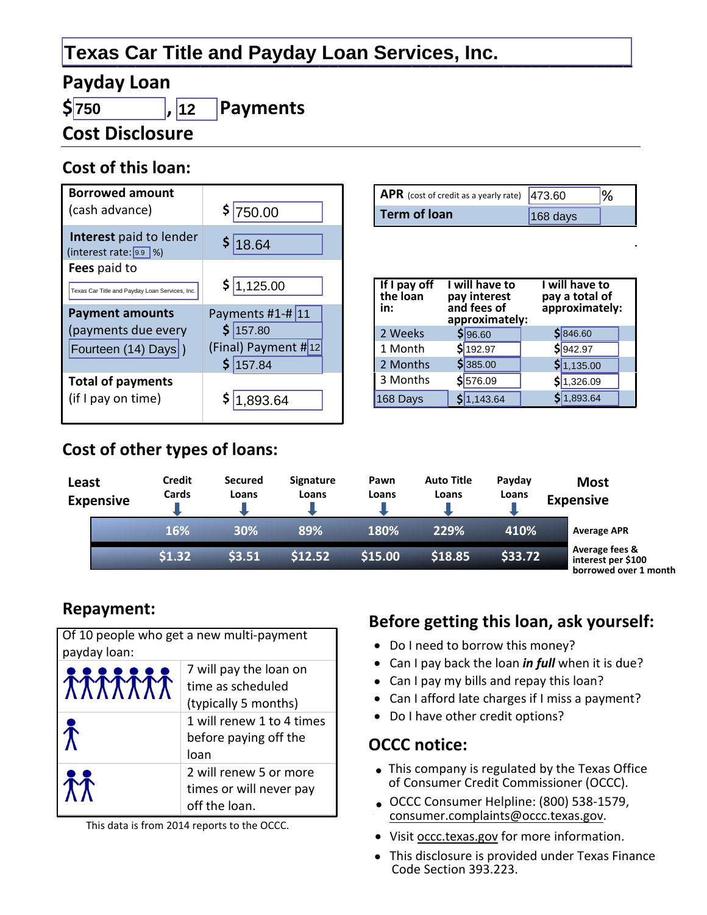# Texas Car Title and Payday Loan Services, Inc.

## Payday Loan

## $750, 12 Payments

## Cost Disclosure

### Cost of this loan:

| | |
|---|---|
| **Borrowed amount** (cash advance) | $ 750.00 |
| **Interest** paid to lender (interest rate: 9.9 %) | $ 18.64 |
| **Fees** paid to Texas Car Title and Payday Loan Services, Inc. | $ 1,125.00 |
| **Payment amounts** (payments due every Fourteen (14) Days) | Payments #1-# 11 $ 157.80 (Final) Payment # 12 $ 157.84 |
| **Total of payments** (if I pay on time) | $ 1,893.64 |

| | |
|---|---|
| **APR** (cost of credit as a yearly rate) | 473.60 % |
| **Term of loan** | 168 days |

| If I pay off the loan in: | I will have to pay interest and fees of approximately: | I will have to pay a total of approximately: |
|---|---|---|
| 2 Weeks | $ 96.60 | $ 846.60 |
| 1 Month | $ 192.97 | $ 942.97 |
| 2 Months | $ 385.00 | $ 1,135.00 |
| 3 Months | $ 576.09 | $ 1,326.09 |
| 168 Days | $ 1,143.64 | $ 1,893.64 |

### Cost of other types of loans:

Least Expensive → Most Expensive

| | Credit Cards | Secured Loans | Signature Loans | Pawn Loans | Auto Title Loans | Payday Loans |
|---|---|---|---|---|---|---|
| Average APR | 16% | 30% | 89% | 180% | 229% | 410% |
| Average fees & interest per $100 borrowed over 1 month | $1.32 | $3.51 | $12.52 | $15.00 | $18.85 | $33.72 |

### Repayment:

Of 10 people who get a new multi-payment payday loan:

- 7 will pay the loan on time as scheduled (typically 5 months)
- 1 will renew 1 to 4 times before paying off the loan
- 2 will renew 5 or more times or will never pay off the loan.

This data is from 2014 reports to the OCCC.

### Before getting this loan, ask yourself:

- Do I need to borrow this money?
- Can I pay back the loan ***in full*** when it is due?
- Can I pay my bills and repay this loan?
- Can I afford late charges if I miss a payment?
- Do I have other credit options?

### OCCC notice:

- This company is regulated by the Texas Office of Consumer Credit Commissioner (OCCC).
- OCCC Consumer Helpline: (800) 538-1579, consumer.complaints@occc.texas.gov.
- Visit occc.texas.gov for more information.
- This disclosure is provided under Texas Finance Code Section 393.223.